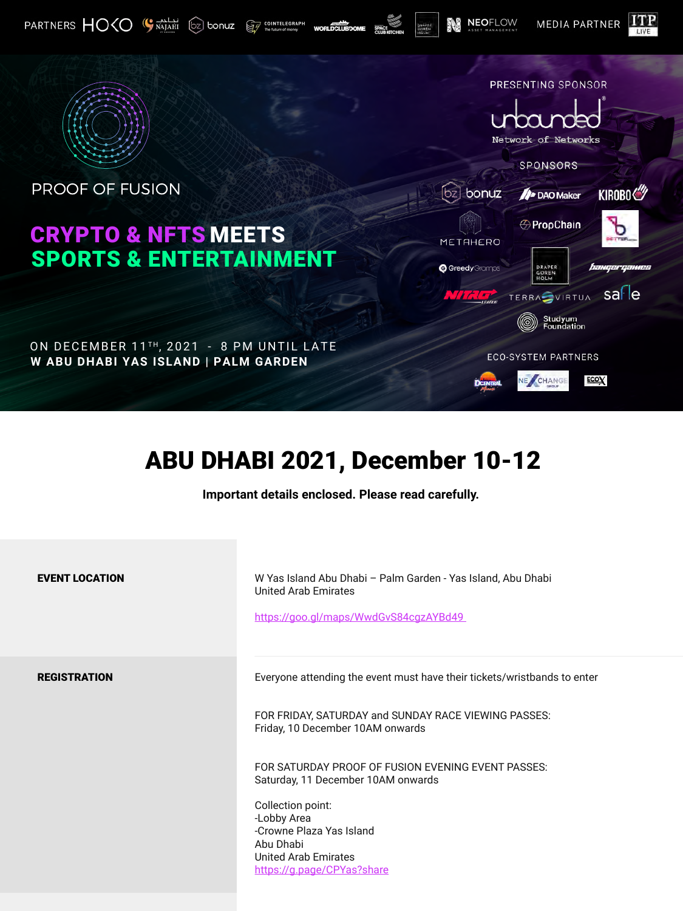PARTNERS HOKO NAJAHI bonuz COINTELEGRAPH WORLDCLUBDOME SPACE CLUB KITCHEN DRAPER GOREN HOLM NEOFLOW ASSET MANAGEMENT MEDIA PARTNER ITP LIVE

PROOF OF FUSION

# CRYPTO & NFTS MEETS SPORTS & ENTERTAINMENT

ON DECEMBER 11TH, 2021 - 8 PM UNTIL LATE
**W ABU DHABI YAS ISLAND | PALM GARDEN**

PRESENTING SPONSOR

unbounded — Network of Networks

SPONSORS

bonuz, DAO Maker, KIROBO, METAHERO, PropChain, BETTER, GreedyGramps, DRAPER GOREN HOLM, bangergames, NITRO LEAGUE, TERRA VIRTUA, safle, Studyum Foundation

ECO-SYSTEM PARTNERS

DCENTRAL, NEXCHANGE GROUP, ECOX

# ABU DHABI 2021, December 10-12

**Important details enclosed. Please read carefully.**

| | |
|---|---|
| **EVENT LOCATION** | W Yas Island Abu Dhabi – Palm Garden - Yas Island, Abu Dhabi<br>United Arab Emirates<br><br>https://goo.gl/maps/WwdGvS84cgzAYBd49 |
| **REGISTRATION** | Everyone attending the event must have their tickets/wristbands to enter<br><br>FOR FRIDAY, SATURDAY and SUNDAY RACE VIEWING PASSES:<br>Friday, 10 December 10AM onwards<br><br>FOR SATURDAY PROOF OF FUSION EVENING EVENT PASSES:<br>Saturday, 11 December 10AM onwards<br><br>Collection point:<br>-Lobby Area<br>-Crowne Plaza Yas Island<br>Abu Dhabi<br>United Arab Emirates<br>https://g.page/CPYas?share |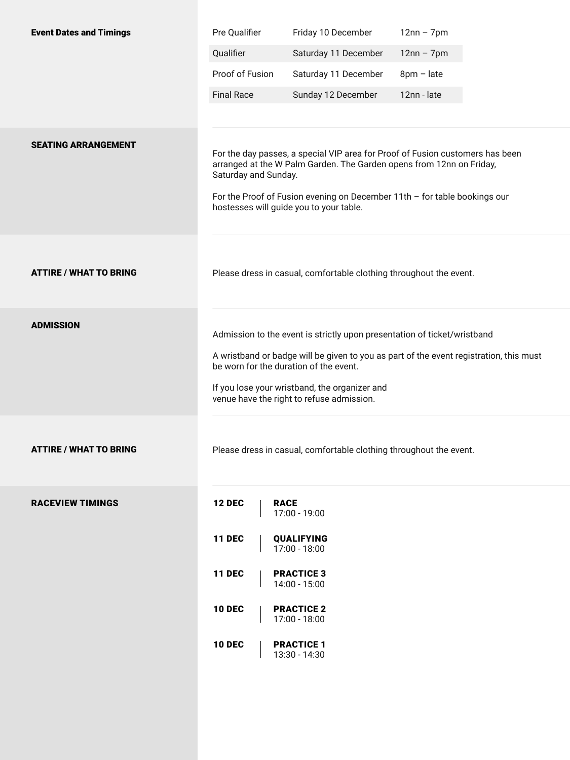## Event Dates and Timings

| | | |
|---|---|---|
| Pre Qualifier | Friday 10 December | 12nn – 7pm |
| Qualifier | Saturday 11 December | 12nn – 7pm |
| Proof of Fusion | Saturday 11 December | 8pm – late |
| Final Race | Sunday 12 December | 12nn - late |

## SEATING ARRANGEMENT

For the day passes, a special VIP area for Proof of Fusion customers has been arranged at the W Palm Garden. The Garden opens from 12nn on Friday, Saturday and Sunday.

For the Proof of Fusion evening on December 11th – for table bookings our hostesses will guide you to your table.

## ATTIRE / WHAT TO BRING

Please dress in casual, comfortable clothing throughout the event.

## ADMISSION

Admission to the event is strictly upon presentation of ticket/wristband

A wristband or badge will be given to you as part of the event registration, this must be worn for the duration of the event.

If you lose your wristband, the organizer and venue have the right to refuse admission.

## ATTIRE / WHAT TO BRING

Please dress in casual, comfortable clothing throughout the event.

## RACEVIEW TIMINGS

**12 DEC** | **RACE** 17:00 - 19:00

**11 DEC** | **QUALIFYING** 17:00 - 18:00

**11 DEC** | **PRACTICE 3** 14:00 - 15:00

**10 DEC** | **PRACTICE 2** 17:00 - 18:00

**10 DEC** | **PRACTICE 1** 13:30 - 14:30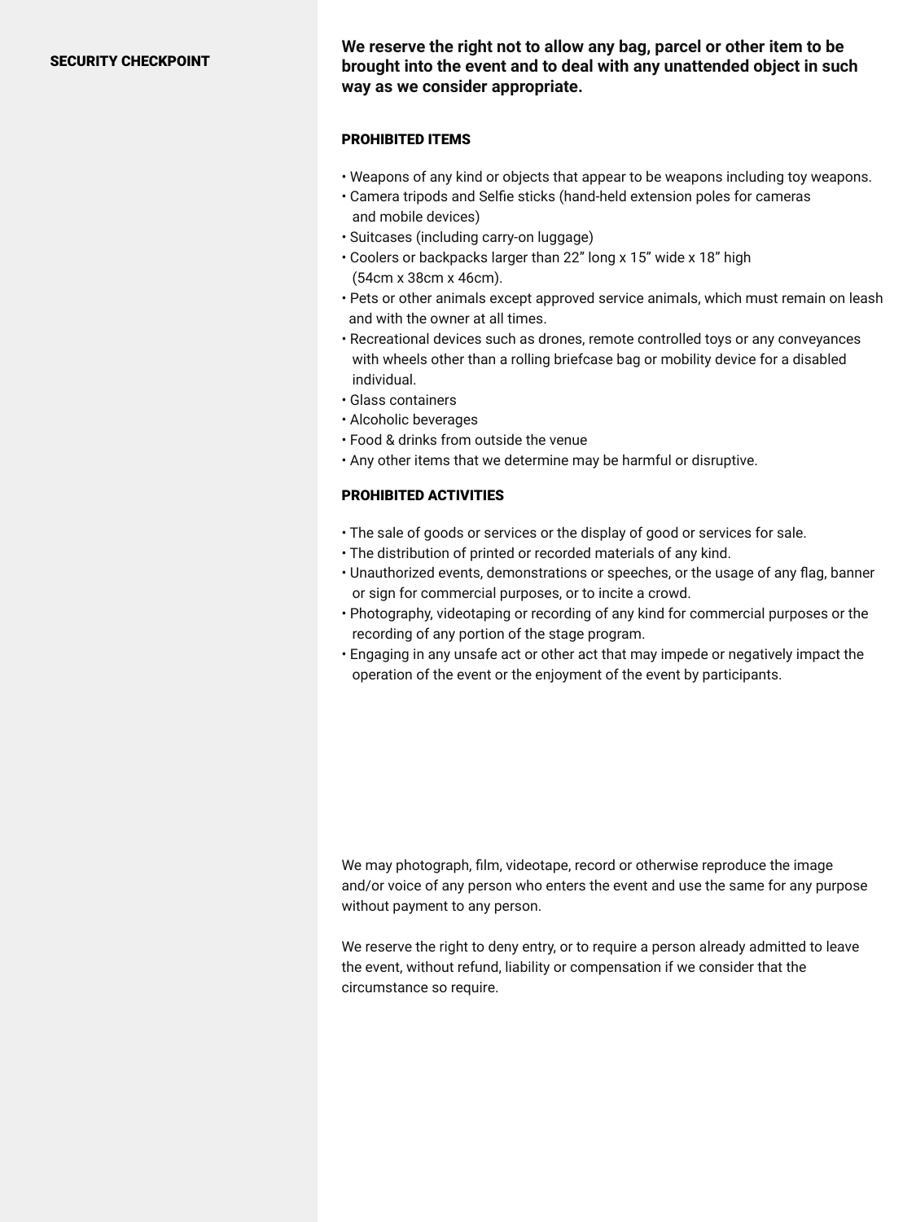## SECURITY CHECKPOINT

**We reserve the right not to allow any bag, parcel or other item to be brought into the event and to deal with any unattended object in such way as we consider appropriate.**

### PROHIBITED ITEMS

- Weapons of any kind or objects that appear to be weapons including toy weapons.
- Camera tripods and Selfie sticks (hand-held extension poles for cameras and mobile devices)
- Suitcases (including carry-on luggage)
- Coolers or backpacks larger than 22” long x 15” wide x 18” high (54cm x 38cm x 46cm).
- Pets or other animals except approved service animals, which must remain on leash and with the owner at all times.
- Recreational devices such as drones, remote controlled toys or any conveyances with wheels other than a rolling briefcase bag or mobility device for a disabled individual.
- Glass containers
- Alcoholic beverages
- Food & drinks from outside the venue
- Any other items that we determine may be harmful or disruptive.

### PROHIBITED ACTIVITIES

- The sale of goods or services or the display of good or services for sale.
- The distribution of printed or recorded materials of any kind.
- Unauthorized events, demonstrations or speeches, or the usage of any flag, banner or sign for commercial purposes, or to incite a crowd.
- Photography, videotaping or recording of any kind for commercial purposes or the recording of any portion of the stage program.
- Engaging in any unsafe act or other act that may impede or negatively impact the operation of the event or the enjoyment of the event by participants.

We may photograph, film, videotape, record or otherwise reproduce the image and/or voice of any person who enters the event and use the same for any purpose without payment to any person.

We reserve the right to deny entry, or to require a person already admitted to leave the event, without refund, liability or compensation if we consider that the circumstance so require.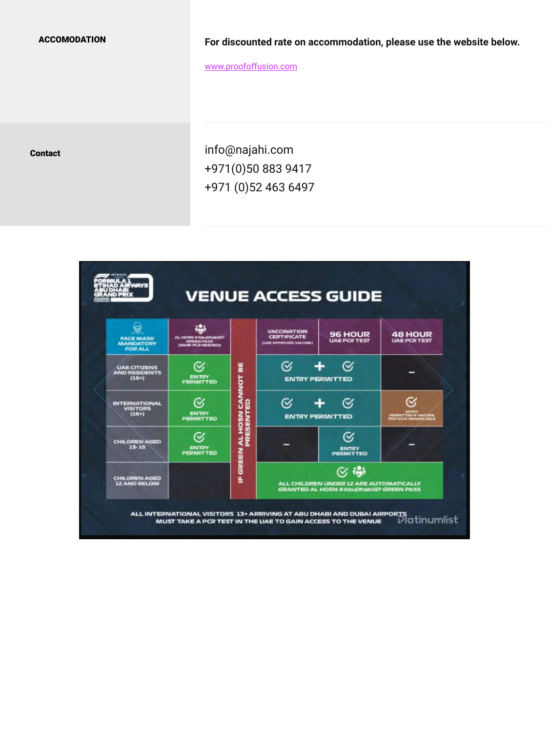| ACCOMODATION | For discounted rate on accommodation, please use the website below.<br><br>www.proofoffusion.com |
|---|---|
| Contact | info@najahi.com<br>+971(0)50 883 9417<br>+971 (0)52 463 6497 |

FORMULA 1 ETIHAD AIRWAYS ABU DHABI GRAND PRIX 2021

## VENUE ACCESS GUIDE

IF GREEN AL HOSN CANNOT BE PRESENTED

| FACE MASK MANDATORY FOR ALL | AL HOSN #AbuDhabiGP GREEN PASS (96HR PCR NEEDED) | VACCINATION CERTIFICATE (UAE APPROVED VACCINE) | 96 HOUR UAE PCR TEST | 48 HOUR UAE PCR TEST |
|---|---|---|---|---|
| UAE CITIZENS AND RESIDENTS (16+) | ENTRY PERMITTED | + ENTRY PERMITTED | | - |
| INTERNATIONAL VISITORS (16+) | ENTRY PERMITTED | + ENTRY PERMITTED | | ENTRY PERMITTED IF VACCINE STATUS IS UNAVAILABLE |
| CHILDREN AGED 13-15 | ENTRY PERMITTED | - | ENTRY PERMITTED | - |
| CHILDREN AGED 12 AND BELOW | | ALL CHILDREN UNDER 12 ARE AUTOMATICALLY GRANTED AL HOSN #AbuDhabiGP GREEN PASS | | |

ALL INTERNATIONAL VISITORS 13+ ARRIVING AT ABU DHABI AND DUBAI AIRPORTS MUST TAKE A PCR TEST IN THE UAE TO GAIN ACCESS TO THE VENUE

Platinumlist